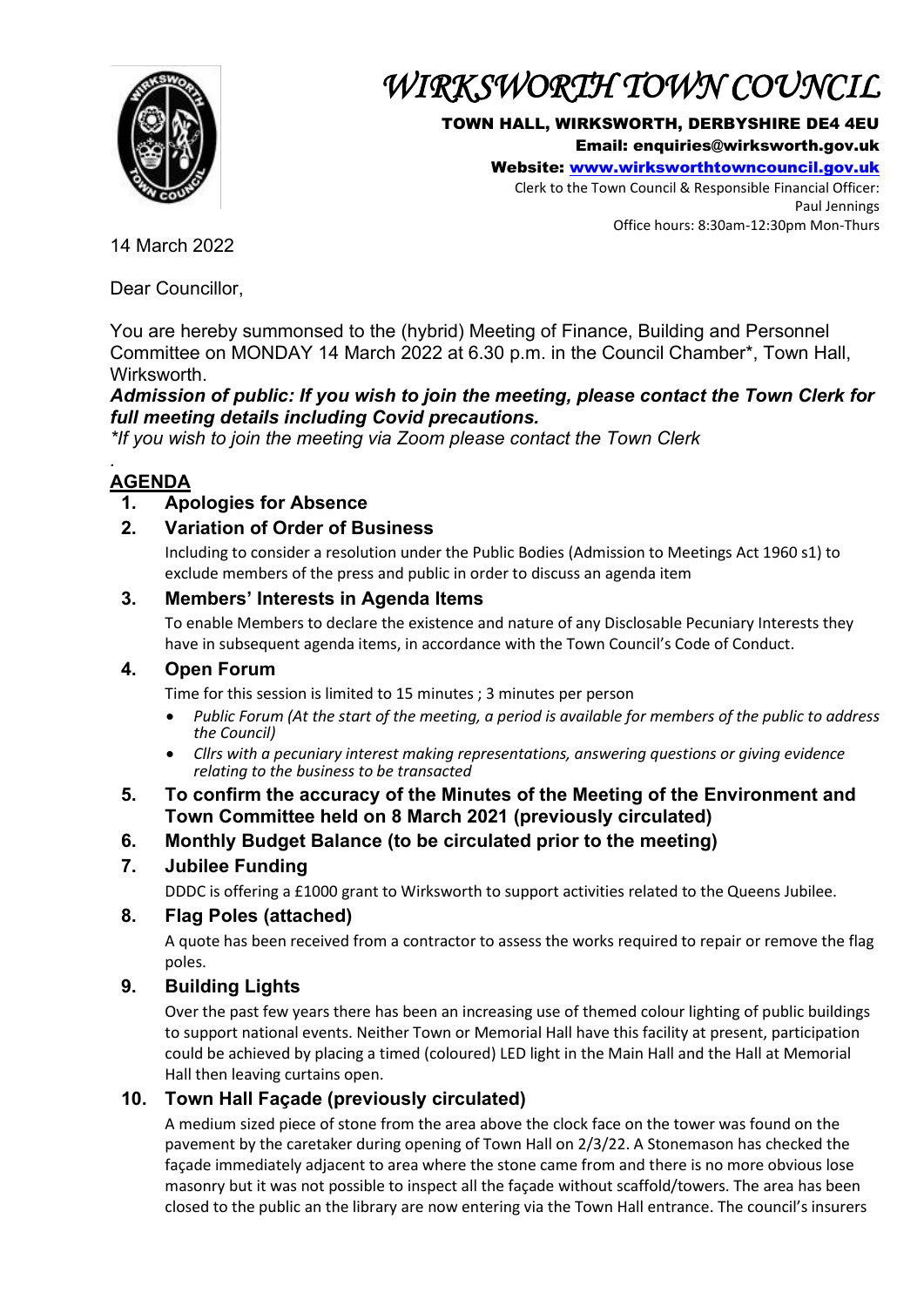# *WIRKSWORTH TOWN COUNCIL*

**TOWN HALL, WIRKSWORTH, DERBYSHIRE DE4 4EU**
**Email: enquiries@wirksworth.gov.uk**
**Website: [www.wirksworthtowncouncil.gov.uk](http://www.wirksworthtowncouncil.gov.uk)**
Clerk to the Town Council & Responsible Financial Officer: Paul Jennings
Office hours: 8:30am-12:30pm Mon-Thurs

14 March 2022

Dear Councillor,

You are hereby summonsed to the (hybrid) Meeting of Finance, Building and Personnel Committee on MONDAY 14 March 2022 at 6.30 p.m. in the Council Chamber*, Town Hall, Wirksworth.

***Admission of public: If you wish to join the meeting, please contact the Town Clerk for full meeting details including Covid precautions.***

**If you wish to join the meeting via Zoom please contact the Town Clerk*

.

## AGENDA

1. **Apologies for Absence**
2. **Variation of Order of Business**

   Including to consider a resolution under the Public Bodies (Admission to Meetings Act 1960 s1) to exclude members of the press and public in order to discuss an agenda item
3. **Members' Interests in Agenda Items**

   To enable Members to declare the existence and nature of any Disclosable Pecuniary Interests they have in subsequent agenda items, in accordance with the Town Council's Code of Conduct.
4. **Open Forum**

   Time for this session is limited to 15 minutes ; 3 minutes per person
   - *Public Forum (At the start of the meeting, a period is available for members of the public to address the Council)*
   - *Cllrs with a pecuniary interest making representations, answering questions or giving evidence relating to the business to be transacted*
5. **To confirm the accuracy of the Minutes of the Meeting of the Environment and Town Committee held on 8 March 2021 (previously circulated)**
6. **Monthly Budget Balance (to be circulated prior to the meeting)**
7. **Jubilee Funding**

   DDDC is offering a £1000 grant to Wirksworth to support activities related to the Queens Jubilee.
8. **Flag Poles (attached)**

   A quote has been received from a contractor to assess the works required to repair or remove the flag poles.
9. **Building Lights**

   Over the past few years there has been an increasing use of themed colour lighting of public buildings to support national events. Neither Town or Memorial Hall have this facility at present, participation could be achieved by placing a timed (coloured) LED light in the Main Hall and the Hall at Memorial Hall then leaving curtains open.
10. **Town Hall Façade (previously circulated)**

    A medium sized piece of stone from the area above the clock face on the tower was found on the pavement by the caretaker during opening of Town Hall on 2/3/22. A Stonemason has checked the façade immediately adjacent to area where the stone came from and there is no more obvious lose masonry but it was not possible to inspect all the façade without scaffold/towers. The area has been closed to the public an the library are now entering via the Town Hall entrance. The council's insurers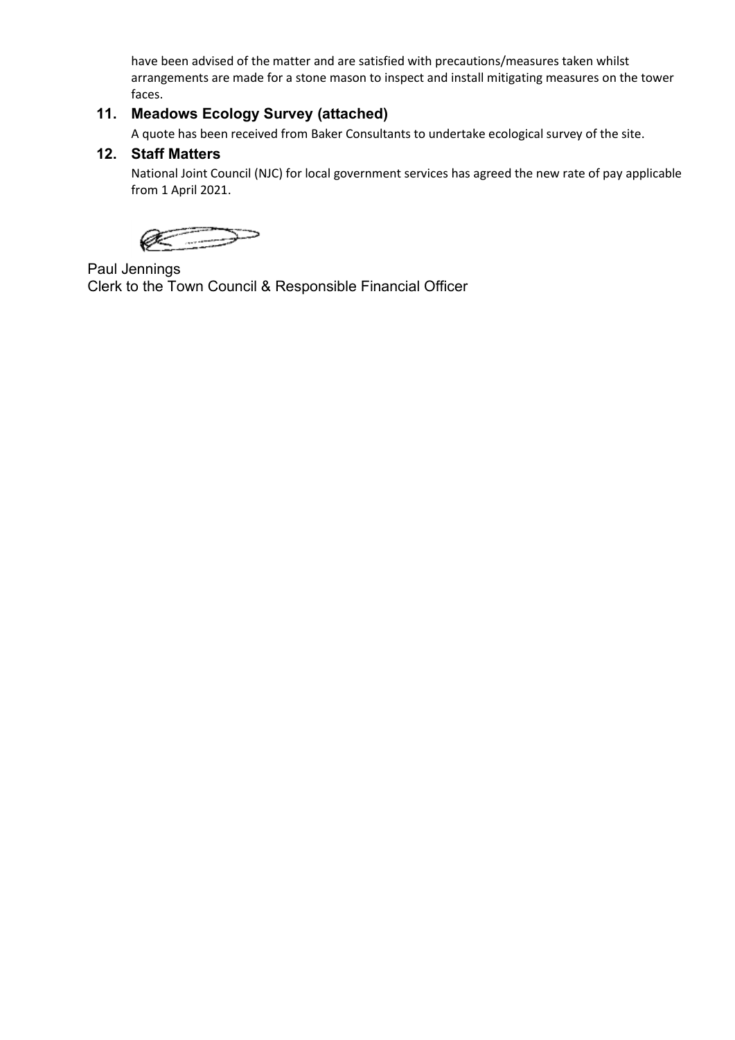have been advised of the matter and are satisfied with precautions/measures taken whilst arrangements are made for a stone mason to inspect and install mitigating measures on the tower faces.

## 11. Meadows Ecology Survey (attached)

A quote has been received from Baker Consultants to undertake ecological survey of the site.

## 12. Staff Matters

National Joint Council (NJC) for local government services has agreed the new rate of pay applicable from 1 April 2021.

Paul Jennings
Clerk to the Town Council & Responsible Financial Officer